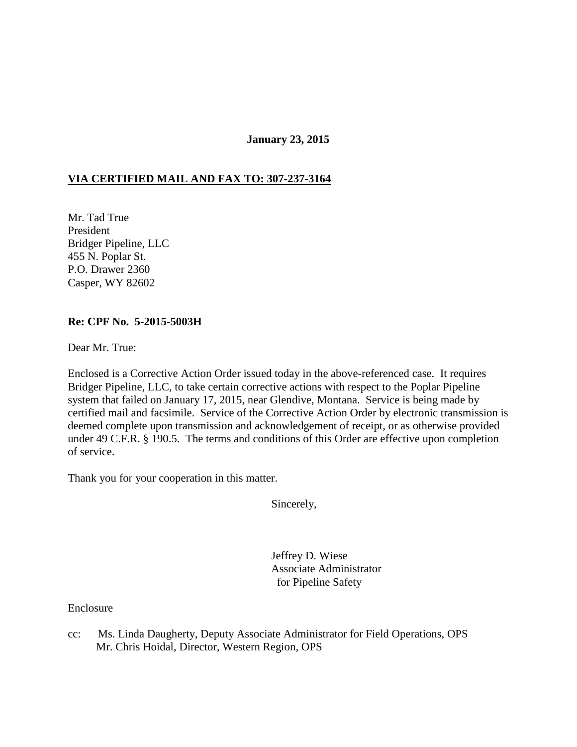**January 23, 2015**

**VIA CERTIFIED MAIL AND FAX TO: 307-237-3164**

Mr. Tad True
President
Bridger Pipeline, LLC
455 N. Poplar St.
P.O. Drawer 2360
Casper, WY 82602

**Re: CPF No. 5-2015-5003H**

Dear Mr. True:

Enclosed is a Corrective Action Order issued today in the above-referenced case. It requires Bridger Pipeline, LLC, to take certain corrective actions with respect to the Poplar Pipeline system that failed on January 17, 2015, near Glendive, Montana. Service is being made by certified mail and facsimile. Service of the Corrective Action Order by electronic transmission is deemed complete upon transmission and acknowledgement of receipt, or as otherwise provided under 49 C.F.R. § 190.5. The terms and conditions of this Order are effective upon completion of service.

Thank you for your cooperation in this matter.

Sincerely,

Jeffrey D. Wiese
Associate Administrator
for Pipeline Safety

Enclosure

cc: Ms. Linda Daugherty, Deputy Associate Administrator for Field Operations, OPS
Mr. Chris Hoidal, Director, Western Region, OPS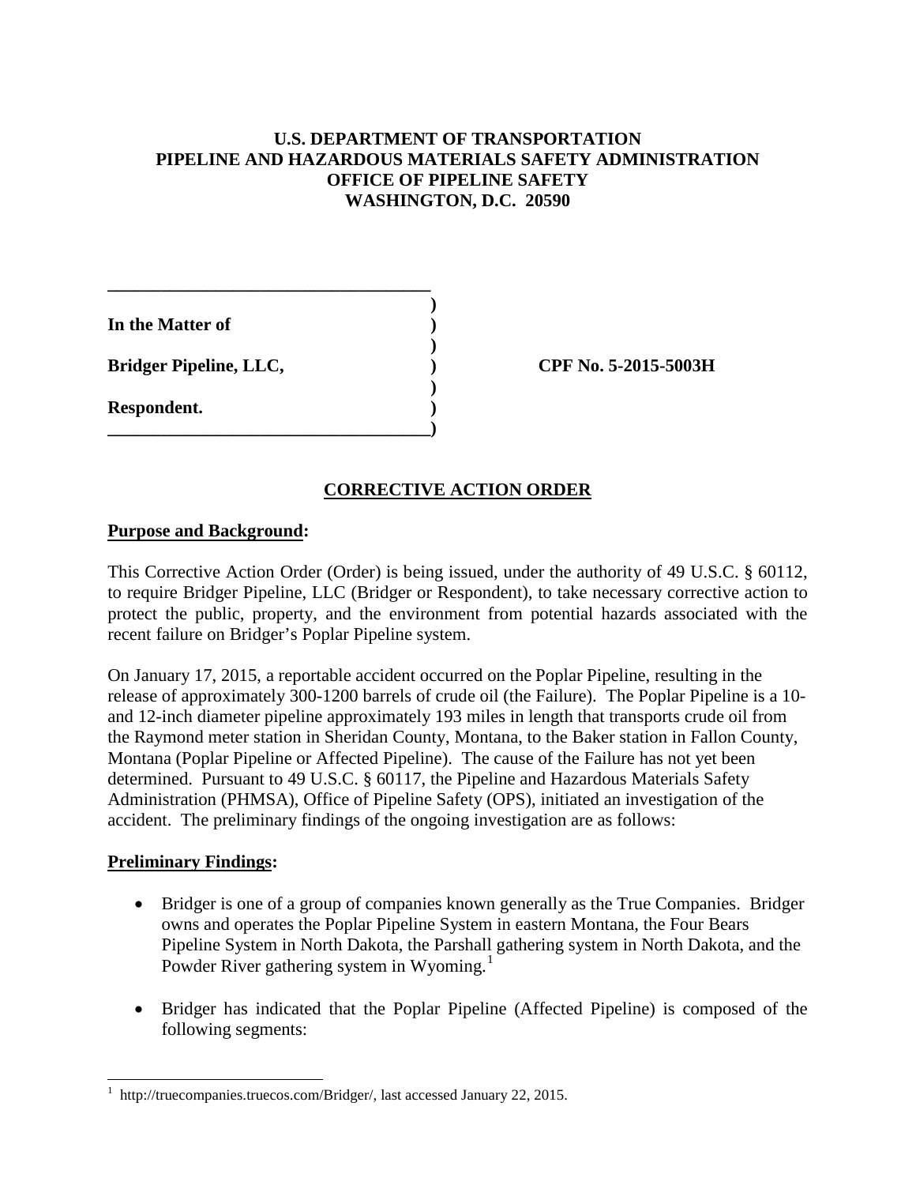**U.S. DEPARTMENT OF TRANSPORTATION**
**PIPELINE AND HAZARDOUS MATERIALS SAFETY ADMINISTRATION**
**OFFICE OF PIPELINE SAFETY**
**WASHINGTON, D.C. 20590**

| | |
|---|---|
| **In the Matter of** | |
| **Bridger Pipeline, LLC,** | **CPF No. 5-2015-5003H** |
| **Respondent.** | |

## CORRECTIVE ACTION ORDER

**Purpose and Background:**

This Corrective Action Order (Order) is being issued, under the authority of 49 U.S.C. § 60112, to require Bridger Pipeline, LLC (Bridger or Respondent), to take necessary corrective action to protect the public, property, and the environment from potential hazards associated with the recent failure on Bridger's Poplar Pipeline system.

On January 17, 2015, a reportable accident occurred on the Poplar Pipeline, resulting in the release of approximately 300-1200 barrels of crude oil (the Failure). The Poplar Pipeline is a 10- and 12-inch diameter pipeline approximately 193 miles in length that transports crude oil from the Raymond meter station in Sheridan County, Montana, to the Baker station in Fallon County, Montana (Poplar Pipeline or Affected Pipeline). The cause of the Failure has not yet been determined. Pursuant to 49 U.S.C. § 60117, the Pipeline and Hazardous Materials Safety Administration (PHMSA), Office of Pipeline Safety (OPS), initiated an investigation of the accident. The preliminary findings of the ongoing investigation are as follows:

**Preliminary Findings:**

- Bridger is one of a group of companies known generally as the True Companies. Bridger owns and operates the Poplar Pipeline System in eastern Montana, the Four Bears Pipeline System in North Dakota, the Parshall gathering system in North Dakota, and the Powder River gathering system in Wyoming.[1]

- Bridger has indicated that the Poplar Pipeline (Affected Pipeline) is composed of the following segments:

[1] http://truecompanies.truecos.com/Bridger/, last accessed January 22, 2015.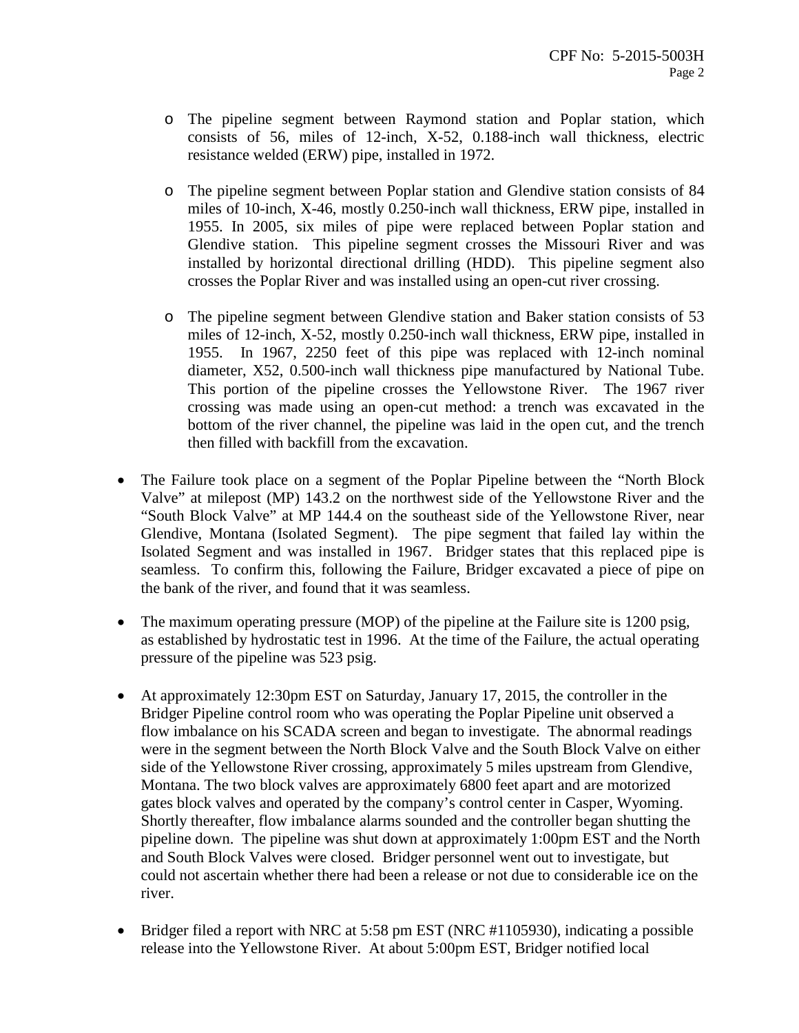- The pipeline segment between Raymond station and Poplar station, which consists of 56, miles of 12-inch, X-52, 0.188-inch wall thickness, electric resistance welded (ERW) pipe, installed in 1972.

- The pipeline segment between Poplar station and Glendive station consists of 84 miles of 10-inch, X-46, mostly 0.250-inch wall thickness, ERW pipe, installed in 1955. In 2005, six miles of pipe were replaced between Poplar station and Glendive station. This pipeline segment crosses the Missouri River and was installed by horizontal directional drilling (HDD). This pipeline segment also crosses the Poplar River and was installed using an open-cut river crossing.

- The pipeline segment between Glendive station and Baker station consists of 53 miles of 12-inch, X-52, mostly 0.250-inch wall thickness, ERW pipe, installed in 1955. In 1967, 2250 feet of this pipe was replaced with 12-inch nominal diameter, X52, 0.500-inch wall thickness pipe manufactured by National Tube. This portion of the pipeline crosses the Yellowstone River. The 1967 river crossing was made using an open-cut method: a trench was excavated in the bottom of the river channel, the pipeline was laid in the open cut, and the trench then filled with backfill from the excavation.

- The Failure took place on a segment of the Poplar Pipeline between the "North Block Valve" at milepost (MP) 143.2 on the northwest side of the Yellowstone River and the "South Block Valve" at MP 144.4 on the southeast side of the Yellowstone River, near Glendive, Montana (Isolated Segment). The pipe segment that failed lay within the Isolated Segment and was installed in 1967. Bridger states that this replaced pipe is seamless. To confirm this, following the Failure, Bridger excavated a piece of pipe on the bank of the river, and found that it was seamless.

- The maximum operating pressure (MOP) of the pipeline at the Failure site is 1200 psig, as established by hydrostatic test in 1996. At the time of the Failure, the actual operating pressure of the pipeline was 523 psig.

- At approximately 12:30pm EST on Saturday, January 17, 2015, the controller in the Bridger Pipeline control room who was operating the Poplar Pipeline unit observed a flow imbalance on his SCADA screen and began to investigate. The abnormal readings were in the segment between the North Block Valve and the South Block Valve on either side of the Yellowstone River crossing, approximately 5 miles upstream from Glendive, Montana. The two block valves are approximately 6800 feet apart and are motorized gates block valves and operated by the company's control center in Casper, Wyoming. Shortly thereafter, flow imbalance alarms sounded and the controller began shutting the pipeline down. The pipeline was shut down at approximately 1:00pm EST and the North and South Block Valves were closed. Bridger personnel went out to investigate, but could not ascertain whether there had been a release or not due to considerable ice on the river.

- Bridger filed a report with NRC at 5:58 pm EST (NRC #1105930), indicating a possible release into the Yellowstone River. At about 5:00pm EST, Bridger notified local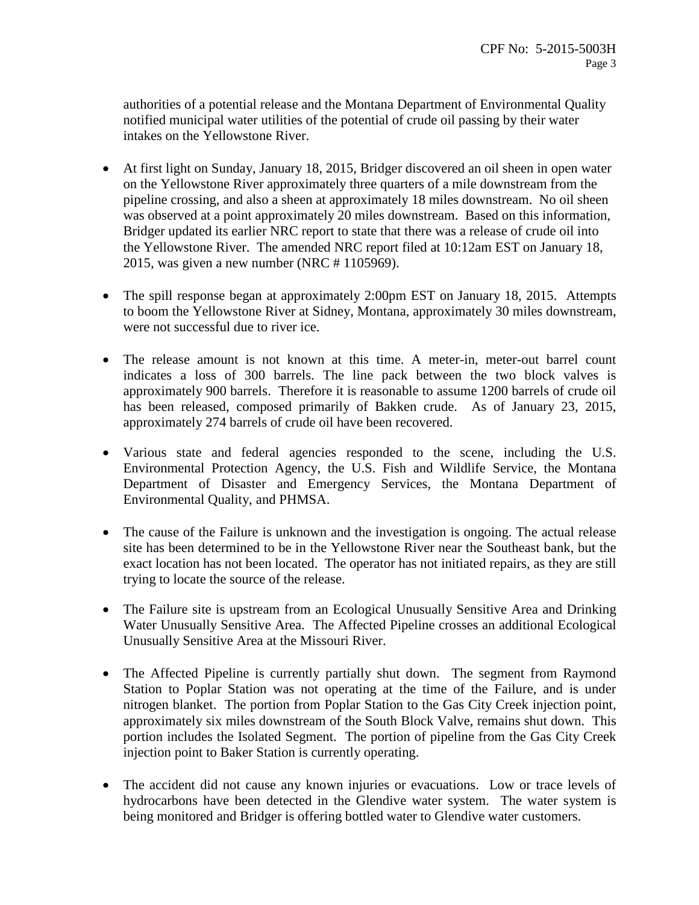authorities of a potential release and the Montana Department of Environmental Quality notified municipal water utilities of the potential of crude oil passing by their water intakes on the Yellowstone River.

- At first light on Sunday, January 18, 2015, Bridger discovered an oil sheen in open water on the Yellowstone River approximately three quarters of a mile downstream from the pipeline crossing, and also a sheen at approximately 18 miles downstream. No oil sheen was observed at a point approximately 20 miles downstream. Based on this information, Bridger updated its earlier NRC report to state that there was a release of crude oil into the Yellowstone River. The amended NRC report filed at 10:12am EST on January 18, 2015, was given a new number (NRC # 1105969).

- The spill response began at approximately 2:00pm EST on January 18, 2015. Attempts to boom the Yellowstone River at Sidney, Montana, approximately 30 miles downstream, were not successful due to river ice.

- The release amount is not known at this time. A meter-in, meter-out barrel count indicates a loss of 300 barrels. The line pack between the two block valves is approximately 900 barrels. Therefore it is reasonable to assume 1200 barrels of crude oil has been released, composed primarily of Bakken crude. As of January 23, 2015, approximately 274 barrels of crude oil have been recovered.

- Various state and federal agencies responded to the scene, including the U.S. Environmental Protection Agency, the U.S. Fish and Wildlife Service, the Montana Department of Disaster and Emergency Services, the Montana Department of Environmental Quality, and PHMSA.

- The cause of the Failure is unknown and the investigation is ongoing. The actual release site has been determined to be in the Yellowstone River near the Southeast bank, but the exact location has not been located. The operator has not initiated repairs, as they are still trying to locate the source of the release.

- The Failure site is upstream from an Ecological Unusually Sensitive Area and Drinking Water Unusually Sensitive Area. The Affected Pipeline crosses an additional Ecological Unusually Sensitive Area at the Missouri River.

- The Affected Pipeline is currently partially shut down. The segment from Raymond Station to Poplar Station was not operating at the time of the Failure, and is under nitrogen blanket. The portion from Poplar Station to the Gas City Creek injection point, approximately six miles downstream of the South Block Valve, remains shut down. This portion includes the Isolated Segment. The portion of pipeline from the Gas City Creek injection point to Baker Station is currently operating.

- The accident did not cause any known injuries or evacuations. Low or trace levels of hydrocarbons have been detected in the Glendive water system. The water system is being monitored and Bridger is offering bottled water to Glendive water customers.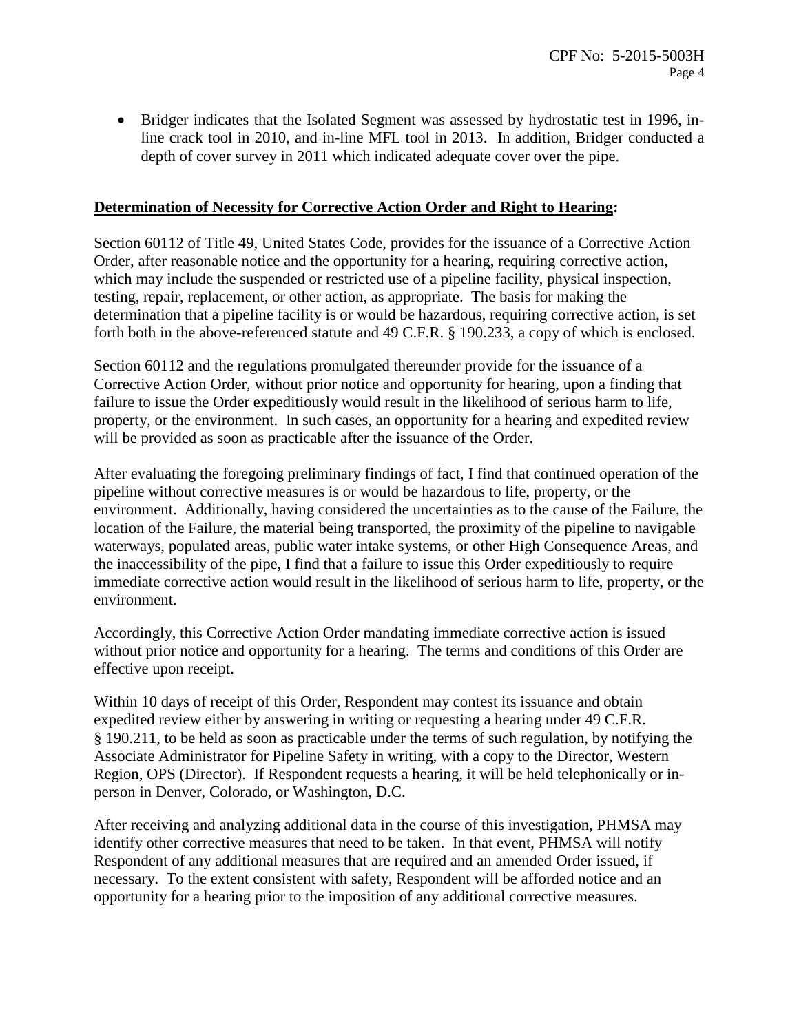- Bridger indicates that the Isolated Segment was assessed by hydrostatic test in 1996, in-line crack tool in 2010, and in-line MFL tool in 2013. In addition, Bridger conducted a depth of cover survey in 2011 which indicated adequate cover over the pipe.

**Determination of Necessity for Corrective Action Order and Right to Hearing:**

Section 60112 of Title 49, United States Code, provides for the issuance of a Corrective Action Order, after reasonable notice and the opportunity for a hearing, requiring corrective action, which may include the suspended or restricted use of a pipeline facility, physical inspection, testing, repair, replacement, or other action, as appropriate. The basis for making the determination that a pipeline facility is or would be hazardous, requiring corrective action, is set forth both in the above-referenced statute and 49 C.F.R. § 190.233, a copy of which is enclosed.

Section 60112 and the regulations promulgated thereunder provide for the issuance of a Corrective Action Order, without prior notice and opportunity for hearing, upon a finding that failure to issue the Order expeditiously would result in the likelihood of serious harm to life, property, or the environment. In such cases, an opportunity for a hearing and expedited review will be provided as soon as practicable after the issuance of the Order.

After evaluating the foregoing preliminary findings of fact, I find that continued operation of the pipeline without corrective measures is or would be hazardous to life, property, or the environment. Additionally, having considered the uncertainties as to the cause of the Failure, the location of the Failure, the material being transported, the proximity of the pipeline to navigable waterways, populated areas, public water intake systems, or other High Consequence Areas, and the inaccessibility of the pipe, I find that a failure to issue this Order expeditiously to require immediate corrective action would result in the likelihood of serious harm to life, property, or the environment.

Accordingly, this Corrective Action Order mandating immediate corrective action is issued without prior notice and opportunity for a hearing. The terms and conditions of this Order are effective upon receipt.

Within 10 days of receipt of this Order, Respondent may contest its issuance and obtain expedited review either by answering in writing or requesting a hearing under 49 C.F.R. § 190.211, to be held as soon as practicable under the terms of such regulation, by notifying the Associate Administrator for Pipeline Safety in writing, with a copy to the Director, Western Region, OPS (Director). If Respondent requests a hearing, it will be held telephonically or in-person in Denver, Colorado, or Washington, D.C.

After receiving and analyzing additional data in the course of this investigation, PHMSA may identify other corrective measures that need to be taken. In that event, PHMSA will notify Respondent of any additional measures that are required and an amended Order issued, if necessary. To the extent consistent with safety, Respondent will be afforded notice and an opportunity for a hearing prior to the imposition of any additional corrective measures.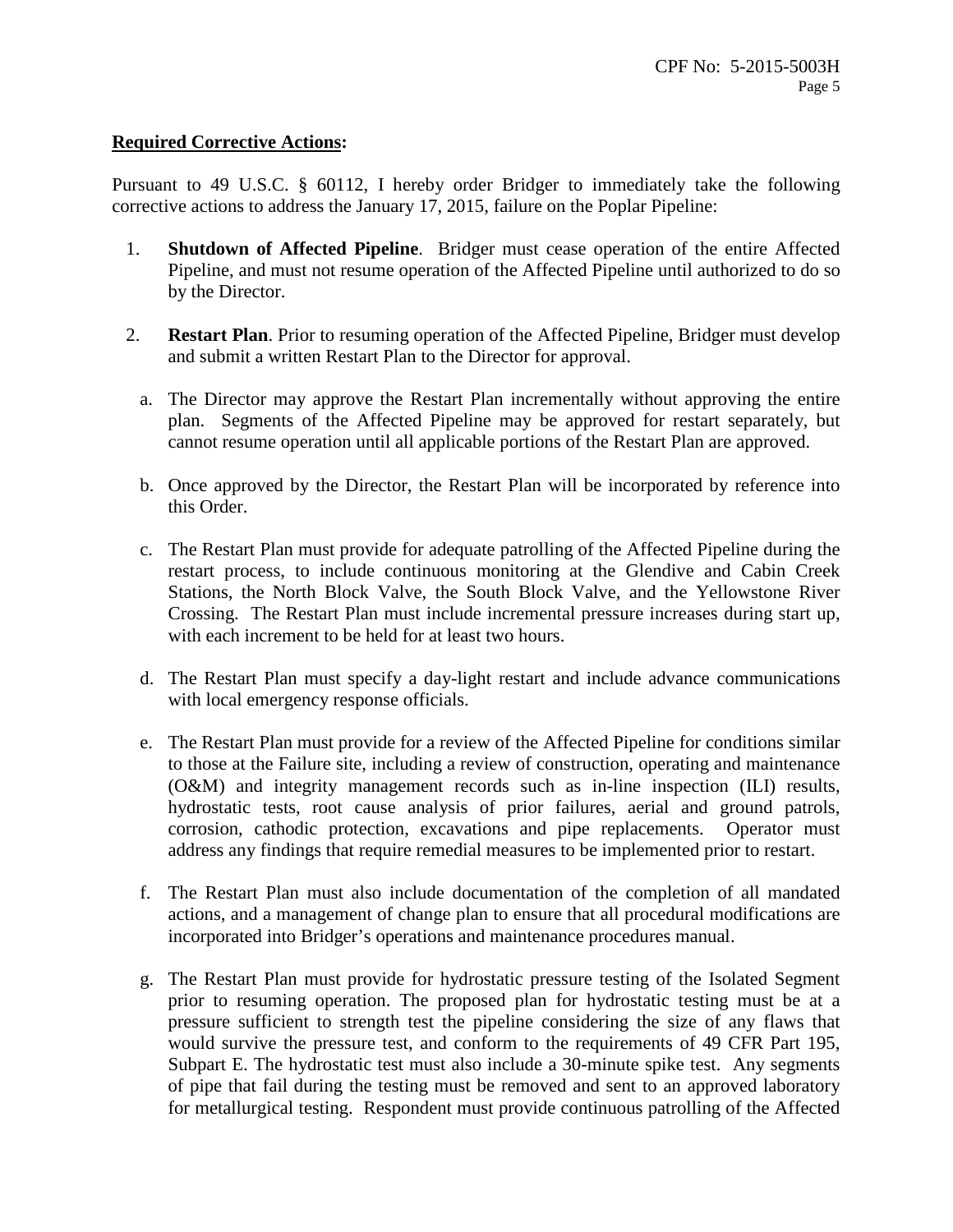**Required Corrective Actions:**

Pursuant to 49 U.S.C. § 60112, I hereby order Bridger to immediately take the following corrective actions to address the January 17, 2015, failure on the Poplar Pipeline:

1. **Shutdown of Affected Pipeline**. Bridger must cease operation of the entire Affected Pipeline, and must not resume operation of the Affected Pipeline until authorized to do so by the Director.

2. **Restart Plan**. Prior to resuming operation of the Affected Pipeline, Bridger must develop and submit a written Restart Plan to the Director for approval.

   a. The Director may approve the Restart Plan incrementally without approving the entire plan. Segments of the Affected Pipeline may be approved for restart separately, but cannot resume operation until all applicable portions of the Restart Plan are approved.

   b. Once approved by the Director, the Restart Plan will be incorporated by reference into this Order.

   c. The Restart Plan must provide for adequate patrolling of the Affected Pipeline during the restart process, to include continuous monitoring at the Glendive and Cabin Creek Stations, the North Block Valve, the South Block Valve, and the Yellowstone River Crossing. The Restart Plan must include incremental pressure increases during start up, with each increment to be held for at least two hours.

   d. The Restart Plan must specify a day-light restart and include advance communications with local emergency response officials.

   e. The Restart Plan must provide for a review of the Affected Pipeline for conditions similar to those at the Failure site, including a review of construction, operating and maintenance (O&M) and integrity management records such as in-line inspection (ILI) results, hydrostatic tests, root cause analysis of prior failures, aerial and ground patrols, corrosion, cathodic protection, excavations and pipe replacements. Operator must address any findings that require remedial measures to be implemented prior to restart.

   f. The Restart Plan must also include documentation of the completion of all mandated actions, and a management of change plan to ensure that all procedural modifications are incorporated into Bridger's operations and maintenance procedures manual.

   g. The Restart Plan must provide for hydrostatic pressure testing of the Isolated Segment prior to resuming operation. The proposed plan for hydrostatic testing must be at a pressure sufficient to strength test the pipeline considering the size of any flaws that would survive the pressure test, and conform to the requirements of 49 CFR Part 195, Subpart E. The hydrostatic test must also include a 30-minute spike test. Any segments of pipe that fail during the testing must be removed and sent to an approved laboratory for metallurgical testing. Respondent must provide continuous patrolling of the Affected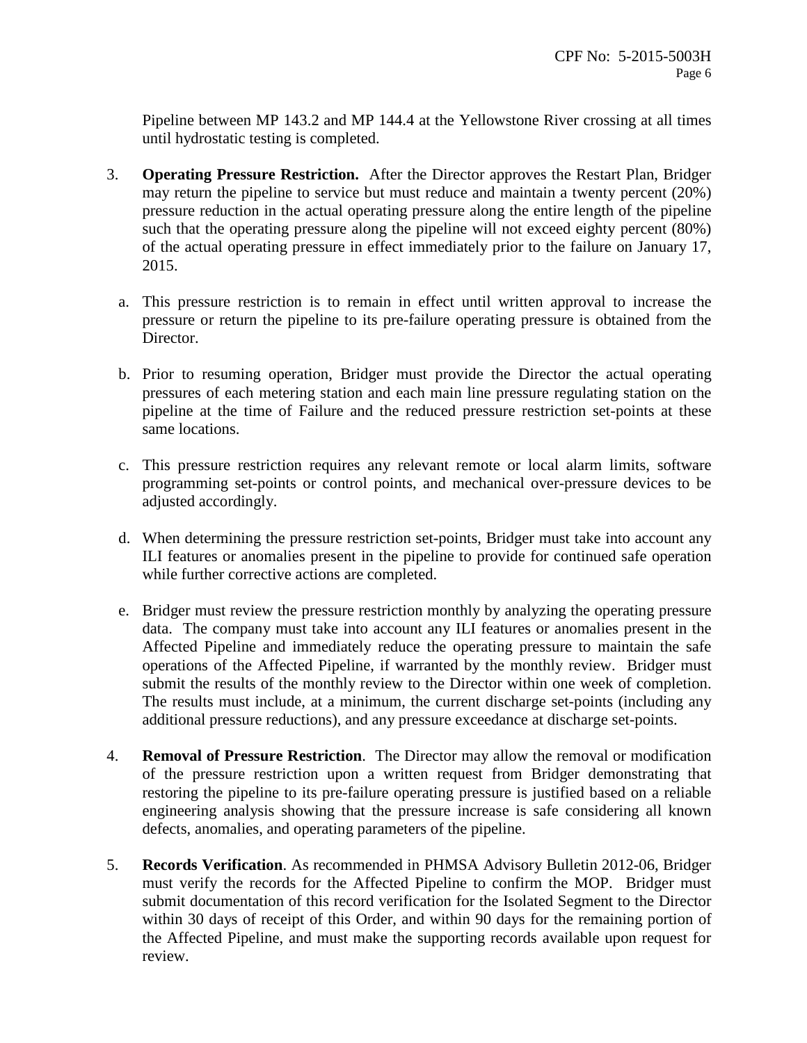Pipeline between MP 143.2 and MP 144.4 at the Yellowstone River crossing at all times until hydrostatic testing is completed.

3. **Operating Pressure Restriction.** After the Director approves the Restart Plan, Bridger may return the pipeline to service but must reduce and maintain a twenty percent (20%) pressure reduction in the actual operating pressure along the entire length of the pipeline such that the operating pressure along the pipeline will not exceed eighty percent (80%) of the actual operating pressure in effect immediately prior to the failure on January 17, 2015.

   a. This pressure restriction is to remain in effect until written approval to increase the pressure or return the pipeline to its pre-failure operating pressure is obtained from the Director.

   b. Prior to resuming operation, Bridger must provide the Director the actual operating pressures of each metering station and each main line pressure regulating station on the pipeline at the time of Failure and the reduced pressure restriction set-points at these same locations.

   c. This pressure restriction requires any relevant remote or local alarm limits, software programming set-points or control points, and mechanical over-pressure devices to be adjusted accordingly.

   d. When determining the pressure restriction set-points, Bridger must take into account any ILI features or anomalies present in the pipeline to provide for continued safe operation while further corrective actions are completed.

   e. Bridger must review the pressure restriction monthly by analyzing the operating pressure data. The company must take into account any ILI features or anomalies present in the Affected Pipeline and immediately reduce the operating pressure to maintain the safe operations of the Affected Pipeline, if warranted by the monthly review. Bridger must submit the results of the monthly review to the Director within one week of completion. The results must include, at a minimum, the current discharge set-points (including any additional pressure reductions), and any pressure exceedance at discharge set-points.

4. **Removal of Pressure Restriction**. The Director may allow the removal or modification of the pressure restriction upon a written request from Bridger demonstrating that restoring the pipeline to its pre-failure operating pressure is justified based on a reliable engineering analysis showing that the pressure increase is safe considering all known defects, anomalies, and operating parameters of the pipeline.

5. **Records Verification**. As recommended in PHMSA Advisory Bulletin 2012-06, Bridger must verify the records for the Affected Pipeline to confirm the MOP. Bridger must submit documentation of this record verification for the Isolated Segment to the Director within 30 days of receipt of this Order, and within 90 days for the remaining portion of the Affected Pipeline, and must make the supporting records available upon request for review.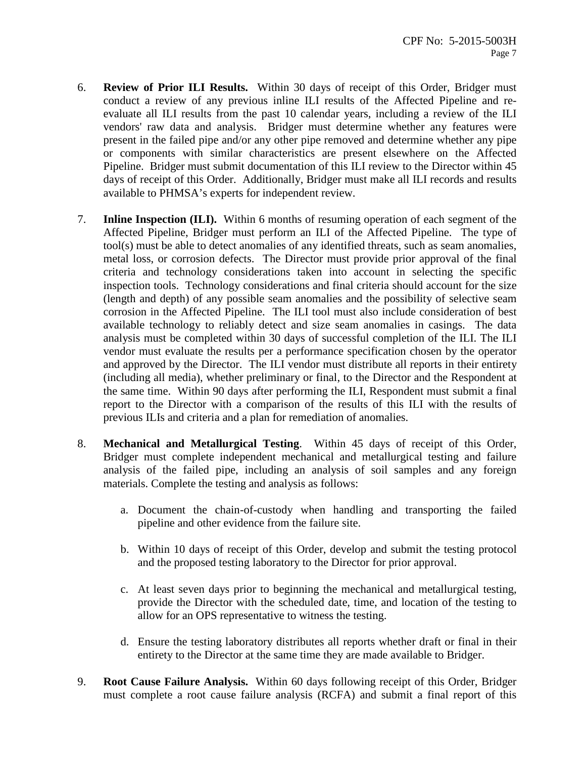6. **Review of Prior ILI Results.** Within 30 days of receipt of this Order, Bridger must conduct a review of any previous inline ILI results of the Affected Pipeline and re-evaluate all ILI results from the past 10 calendar years, including a review of the ILI vendors' raw data and analysis. Bridger must determine whether any features were present in the failed pipe and/or any other pipe removed and determine whether any pipe or components with similar characteristics are present elsewhere on the Affected Pipeline. Bridger must submit documentation of this ILI review to the Director within 45 days of receipt of this Order. Additionally, Bridger must make all ILI records and results available to PHMSA's experts for independent review.

7. **Inline Inspection (ILI).** Within 6 months of resuming operation of each segment of the Affected Pipeline, Bridger must perform an ILI of the Affected Pipeline. The type of tool(s) must be able to detect anomalies of any identified threats, such as seam anomalies, metal loss, or corrosion defects. The Director must provide prior approval of the final criteria and technology considerations taken into account in selecting the specific inspection tools. Technology considerations and final criteria should account for the size (length and depth) of any possible seam anomalies and the possibility of selective seam corrosion in the Affected Pipeline. The ILI tool must also include consideration of best available technology to reliably detect and size seam anomalies in casings. The data analysis must be completed within 30 days of successful completion of the ILI. The ILI vendor must evaluate the results per a performance specification chosen by the operator and approved by the Director. The ILI vendor must distribute all reports in their entirety (including all media), whether preliminary or final, to the Director and the Respondent at the same time. Within 90 days after performing the ILI, Respondent must submit a final report to the Director with a comparison of the results of this ILI with the results of previous ILIs and criteria and a plan for remediation of anomalies.

8. **Mechanical and Metallurgical Testing**. Within 45 days of receipt of this Order, Bridger must complete independent mechanical and metallurgical testing and failure analysis of the failed pipe, including an analysis of soil samples and any foreign materials. Complete the testing and analysis as follows:

   a. Document the chain-of-custody when handling and transporting the failed pipeline and other evidence from the failure site.

   b. Within 10 days of receipt of this Order, develop and submit the testing protocol and the proposed testing laboratory to the Director for prior approval.

   c. At least seven days prior to beginning the mechanical and metallurgical testing, provide the Director with the scheduled date, time, and location of the testing to allow for an OPS representative to witness the testing.

   d. Ensure the testing laboratory distributes all reports whether draft or final in their entirety to the Director at the same time they are made available to Bridger.

9. **Root Cause Failure Analysis.** Within 60 days following receipt of this Order, Bridger must complete a root cause failure analysis (RCFA) and submit a final report of this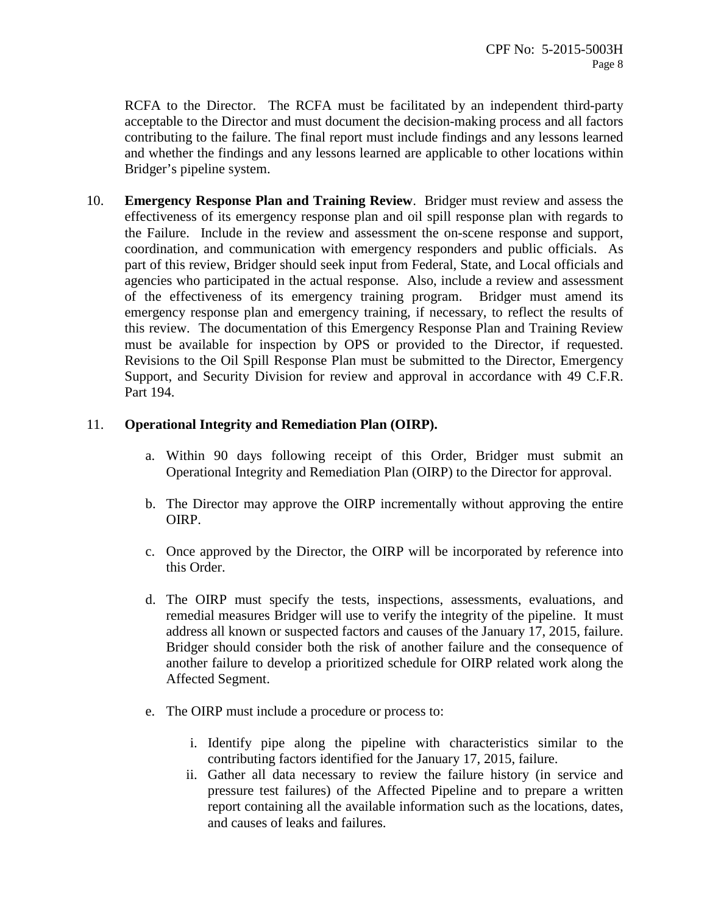RCFA to the Director. The RCFA must be facilitated by an independent third-party acceptable to the Director and must document the decision-making process and all factors contributing to the failure. The final report must include findings and any lessons learned and whether the findings and any lessons learned are applicable to other locations within Bridger's pipeline system.

10. **Emergency Response Plan and Training Review**. Bridger must review and assess the effectiveness of its emergency response plan and oil spill response plan with regards to the Failure. Include in the review and assessment the on-scene response and support, coordination, and communication with emergency responders and public officials. As part of this review, Bridger should seek input from Federal, State, and Local officials and agencies who participated in the actual response. Also, include a review and assessment of the effectiveness of its emergency training program. Bridger must amend its emergency response plan and emergency training, if necessary, to reflect the results of this review. The documentation of this Emergency Response Plan and Training Review must be available for inspection by OPS or provided to the Director, if requested. Revisions to the Oil Spill Response Plan must be submitted to the Director, Emergency Support, and Security Division for review and approval in accordance with 49 C.F.R. Part 194.

11. **Operational Integrity and Remediation Plan (OIRP).**

    a. Within 90 days following receipt of this Order, Bridger must submit an Operational Integrity and Remediation Plan (OIRP) to the Director for approval.

    b. The Director may approve the OIRP incrementally without approving the entire OIRP.

    c. Once approved by the Director, the OIRP will be incorporated by reference into this Order.

    d. The OIRP must specify the tests, inspections, assessments, evaluations, and remedial measures Bridger will use to verify the integrity of the pipeline. It must address all known or suspected factors and causes of the January 17, 2015, failure. Bridger should consider both the risk of another failure and the consequence of another failure to develop a prioritized schedule for OIRP related work along the Affected Segment.

    e. The OIRP must include a procedure or process to:

        i. Identify pipe along the pipeline with characteristics similar to the contributing factors identified for the January 17, 2015, failure.
        ii. Gather all data necessary to review the failure history (in service and pressure test failures) of the Affected Pipeline and to prepare a written report containing all the available information such as the locations, dates, and causes of leaks and failures.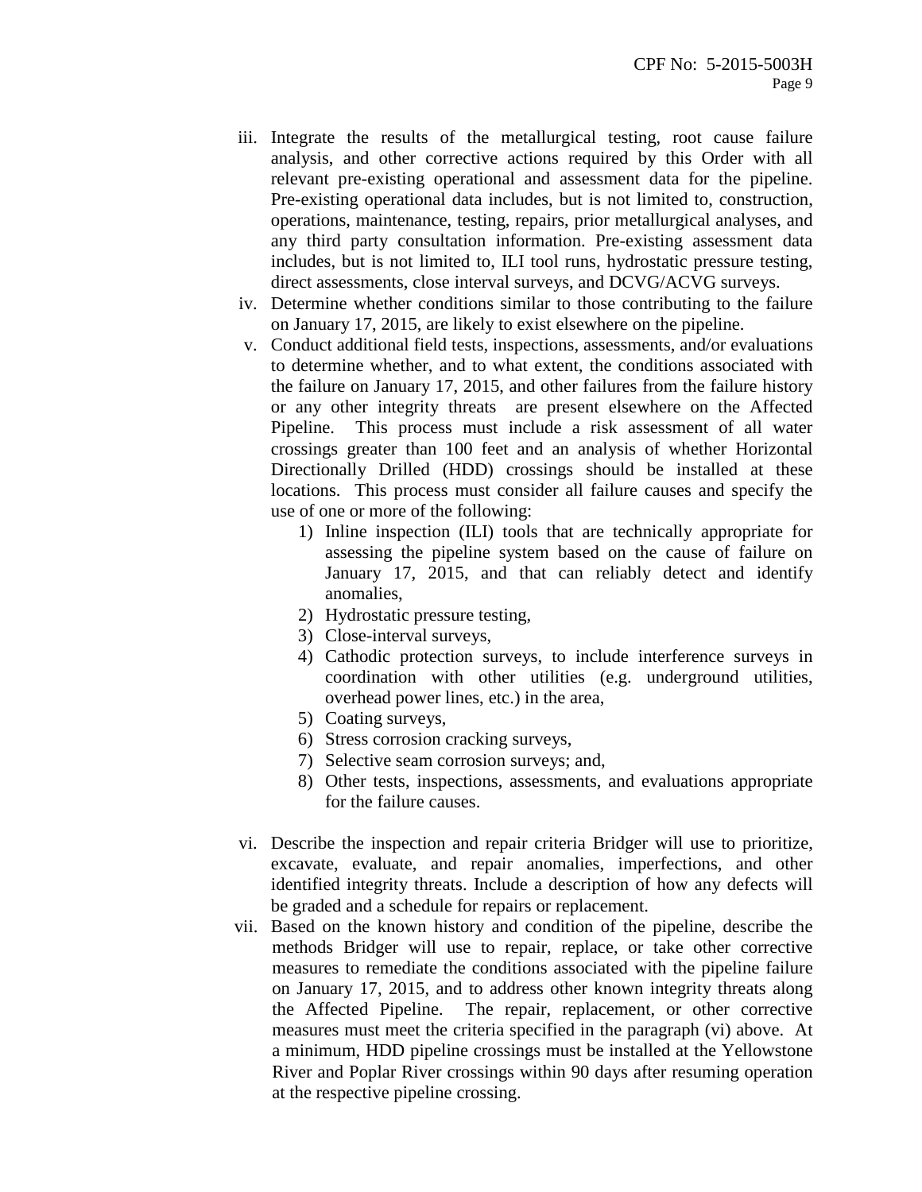iii. Integrate the results of the metallurgical testing, root cause failure analysis, and other corrective actions required by this Order with all relevant pre-existing operational and assessment data for the pipeline. Pre-existing operational data includes, but is not limited to, construction, operations, maintenance, testing, repairs, prior metallurgical analyses, and any third party consultation information. Pre-existing assessment data includes, but is not limited to, ILI tool runs, hydrostatic pressure testing, direct assessments, close interval surveys, and DCVG/ACVG surveys.

iv. Determine whether conditions similar to those contributing to the failure on January 17, 2015, are likely to exist elsewhere on the pipeline.

v. Conduct additional field tests, inspections, assessments, and/or evaluations to determine whether, and to what extent, the conditions associated with the failure on January 17, 2015, and other failures from the failure history or any other integrity threats are present elsewhere on the Affected Pipeline. This process must include a risk assessment of all water crossings greater than 100 feet and an analysis of whether Horizontal Directionally Drilled (HDD) crossings should be installed at these locations. This process must consider all failure causes and specify the use of one or more of the following:

   1) Inline inspection (ILI) tools that are technically appropriate for assessing the pipeline system based on the cause of failure on January 17, 2015, and that can reliably detect and identify anomalies,
   2) Hydrostatic pressure testing,
   3) Close-interval surveys,
   4) Cathodic protection surveys, to include interference surveys in coordination with other utilities (e.g. underground utilities, overhead power lines, etc.) in the area,
   5) Coating surveys,
   6) Stress corrosion cracking surveys,
   7) Selective seam corrosion surveys; and,
   8) Other tests, inspections, assessments, and evaluations appropriate for the failure causes.

vi. Describe the inspection and repair criteria Bridger will use to prioritize, excavate, evaluate, and repair anomalies, imperfections, and other identified integrity threats. Include a description of how any defects will be graded and a schedule for repairs or replacement.

vii. Based on the known history and condition of the pipeline, describe the methods Bridger will use to repair, replace, or take other corrective measures to remediate the conditions associated with the pipeline failure on January 17, 2015, and to address other known integrity threats along the Affected Pipeline. The repair, replacement, or other corrective measures must meet the criteria specified in the paragraph (vi) above. At a minimum, HDD pipeline crossings must be installed at the Yellowstone River and Poplar River crossings within 90 days after resuming operation at the respective pipeline crossing.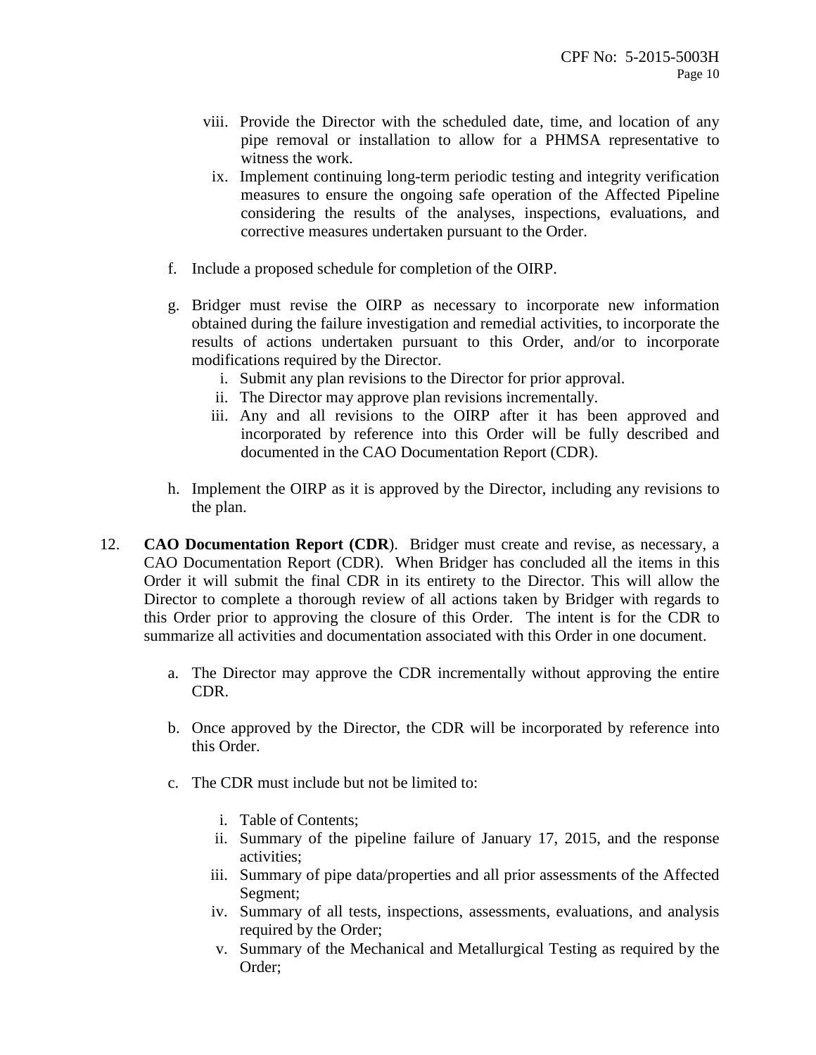viii. Provide the Director with the scheduled date, time, and location of any pipe removal or installation to allow for a PHMSA representative to witness the work.

ix. Implement continuing long-term periodic testing and integrity verification measures to ensure the ongoing safe operation of the Affected Pipeline considering the results of the analyses, inspections, evaluations, and corrective measures undertaken pursuant to the Order.

f. Include a proposed schedule for completion of the OIRP.

g. Bridger must revise the OIRP as necessary to incorporate new information obtained during the failure investigation and remedial activities, to incorporate the results of actions undertaken pursuant to this Order, and/or to incorporate modifications required by the Director.

   i. Submit any plan revisions to the Director for prior approval.
   ii. The Director may approve plan revisions incrementally.
   iii. Any and all revisions to the OIRP after it has been approved and incorporated by reference into this Order will be fully described and documented in the CAO Documentation Report (CDR).

h. Implement the OIRP as it is approved by the Director, including any revisions to the plan.

12. **CAO Documentation Report (CDR**). Bridger must create and revise, as necessary, a CAO Documentation Report (CDR). When Bridger has concluded all the items in this Order it will submit the final CDR in its entirety to the Director. This will allow the Director to complete a thorough review of all actions taken by Bridger with regards to this Order prior to approving the closure of this Order. The intent is for the CDR to summarize all activities and documentation associated with this Order in one document.

   a. The Director may approve the CDR incrementally without approving the entire CDR.

   b. Once approved by the Director, the CDR will be incorporated by reference into this Order.

   c. The CDR must include but not be limited to:

      i. Table of Contents;
      ii. Summary of the pipeline failure of January 17, 2015, and the response activities;
      iii. Summary of pipe data/properties and all prior assessments of the Affected Segment;
      iv. Summary of all tests, inspections, assessments, evaluations, and analysis required by the Order;
      v. Summary of the Mechanical and Metallurgical Testing as required by the Order;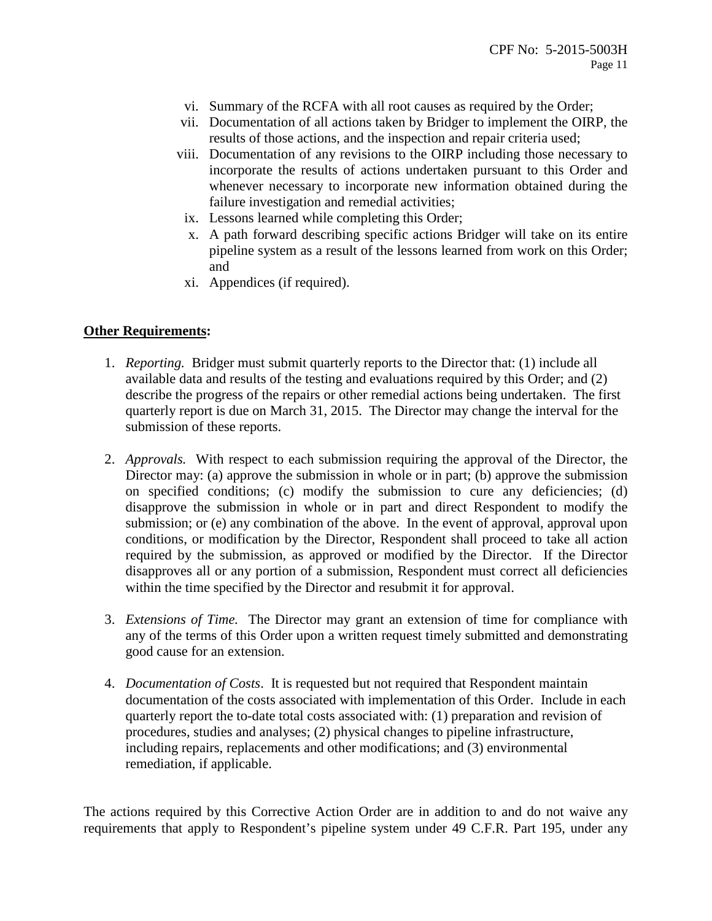vi. Summary of the RCFA with all root causes as required by the Order;
vii. Documentation of all actions taken by Bridger to implement the OIRP, the results of those actions, and the inspection and repair criteria used;
viii. Documentation of any revisions to the OIRP including those necessary to incorporate the results of actions undertaken pursuant to this Order and whenever necessary to incorporate new information obtained during the failure investigation and remedial activities;
ix. Lessons learned while completing this Order;
x. A path forward describing specific actions Bridger will take on its entire pipeline system as a result of the lessons learned from work on this Order; and
xi. Appendices (if required).

**<u>Other Requirements</u>:**

1. *Reporting.* Bridger must submit quarterly reports to the Director that: (1) include all available data and results of the testing and evaluations required by this Order; and (2) describe the progress of the repairs or other remedial actions being undertaken. The first quarterly report is due on March 31, 2015. The Director may change the interval for the submission of these reports.

2. *Approvals.* With respect to each submission requiring the approval of the Director, the Director may: (a) approve the submission in whole or in part; (b) approve the submission on specified conditions; (c) modify the submission to cure any deficiencies; (d) disapprove the submission in whole or in part and direct Respondent to modify the submission; or (e) any combination of the above. In the event of approval, approval upon conditions, or modification by the Director, Respondent shall proceed to take all action required by the submission, as approved or modified by the Director. If the Director disapproves all or any portion of a submission, Respondent must correct all deficiencies within the time specified by the Director and resubmit it for approval.

3. *Extensions of Time.* The Director may grant an extension of time for compliance with any of the terms of this Order upon a written request timely submitted and demonstrating good cause for an extension.

4. *Documentation of Costs*. It is requested but not required that Respondent maintain documentation of the costs associated with implementation of this Order. Include in each quarterly report the to-date total costs associated with: (1) preparation and revision of procedures, studies and analyses; (2) physical changes to pipeline infrastructure, including repairs, replacements and other modifications; and (3) environmental remediation, if applicable.

The actions required by this Corrective Action Order are in addition to and do not waive any requirements that apply to Respondent's pipeline system under 49 C.F.R. Part 195, under any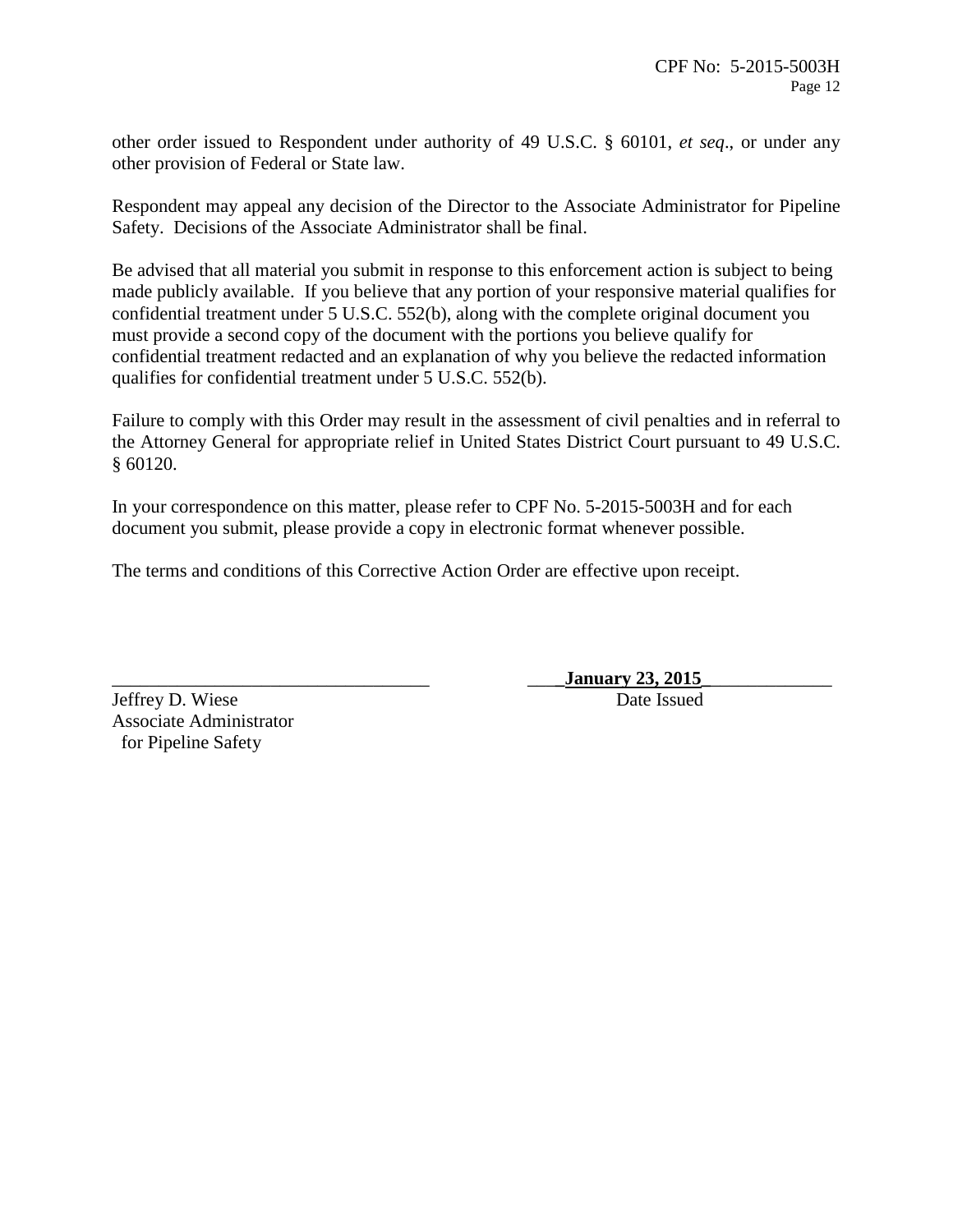other order issued to Respondent under authority of 49 U.S.C. § 60101, *et seq*., or under any other provision of Federal or State law.

Respondent may appeal any decision of the Director to the Associate Administrator for Pipeline Safety. Decisions of the Associate Administrator shall be final.

Be advised that all material you submit in response to this enforcement action is subject to being made publicly available. If you believe that any portion of your responsive material qualifies for confidential treatment under 5 U.S.C. 552(b), along with the complete original document you must provide a second copy of the document with the portions you believe qualify for confidential treatment redacted and an explanation of why you believe the redacted information qualifies for confidential treatment under 5 U.S.C. 552(b).

Failure to comply with this Order may result in the assessment of civil penalties and in referral to the Attorney General for appropriate relief in United States District Court pursuant to 49 U.S.C. § 60120.

In your correspondence on this matter, please refer to CPF No. 5-2015-5003H and for each document you submit, please provide a copy in electronic format whenever possible.

The terms and conditions of this Corrective Action Order are effective upon receipt.

___________________________________ ____**January 23, 2015**______________

Jeffrey D. Wiese  
Associate Administrator  
for Pipeline Safety

Date Issued